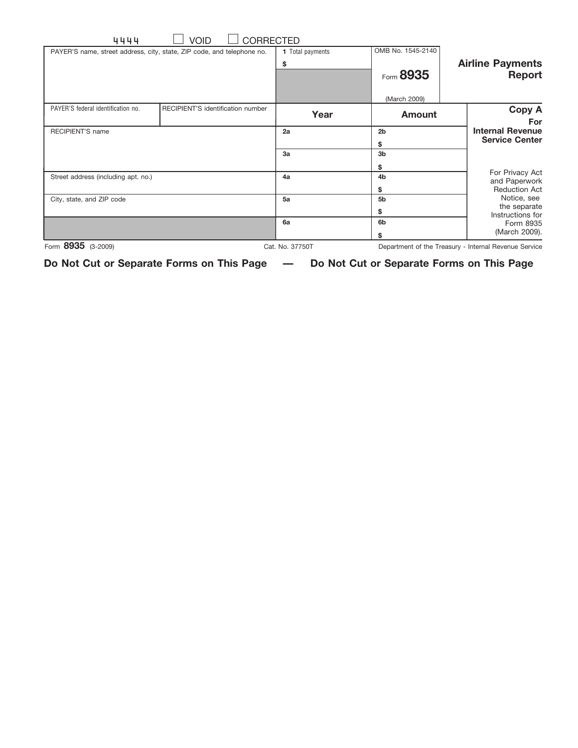4444 ☐ VOID ☐ CORRECTED

| PAYER'S name, street address, city, state, ZIP code, and telephone no. | | 1 Total payments<br>$ | OMB No. 1545-2140<br><br>Form **8935**<br><br>(March 2009) | **Airline Payments Report** |
|---|---|---|---|---|
| PAYER'S federal identification no. | RECIPIENT'S identification number | **Year** | **Amount** | **Copy A**<br>**For Internal Revenue Service Center** |
| RECIPIENT'S name | | 2a | 2b<br>$ | |
| | | 3a | 3b<br>$ | For Privacy Act and Paperwork Reduction Act Notice, see the separate Instructions for Form 8935 (March 2009). |
| Street address (including apt. no.) | | 4a | 4b<br>$ | |
| City, state, and ZIP code | | 5a | 5b<br>$ | |
| | | 6a | 6b<br>$ | |

Form **8935** (3-2009) Cat. No. 37750T Department of the Treasury - Internal Revenue Service

**Do Not Cut or Separate Forms on This Page — Do Not Cut or Separate Forms on This Page**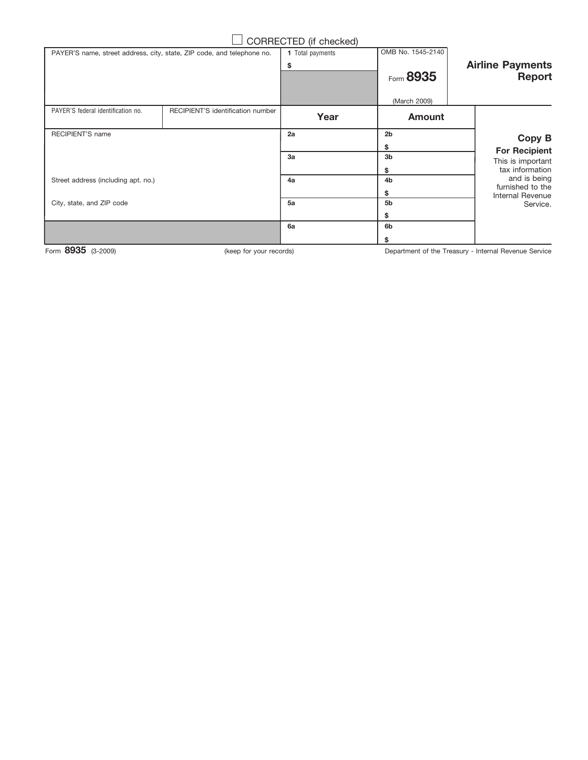☐ CORRECTED (if checked)

| PAYER'S name, street address, city, state, ZIP code, and telephone no. | | 1 Total payments<br>$ | OMB No. 1545-2140<br><br>Form **8935**<br><br>(March 2009) | **Airline Payments Report** |
|---|---|---|---|---|
| PAYER'S federal identification no. | RECIPIENT'S identification number | **Year** | **Amount** | |
| RECIPIENT'S name | | 2a | 2b<br>$ | **Copy B**<br>**For Recipient**<br>This is important tax information and is being furnished to the Internal Revenue Service. |
| | | 3a | 3b<br>$ | |
| Street address (including apt. no.) | | 4a | 4b<br>$ | |
| City, state, and ZIP code | | 5a | 5b<br>$ | |
| | | 6a | 6b<br>$ | |

Form **8935** (3-2009) (keep for your records) Department of the Treasury - Internal Revenue Service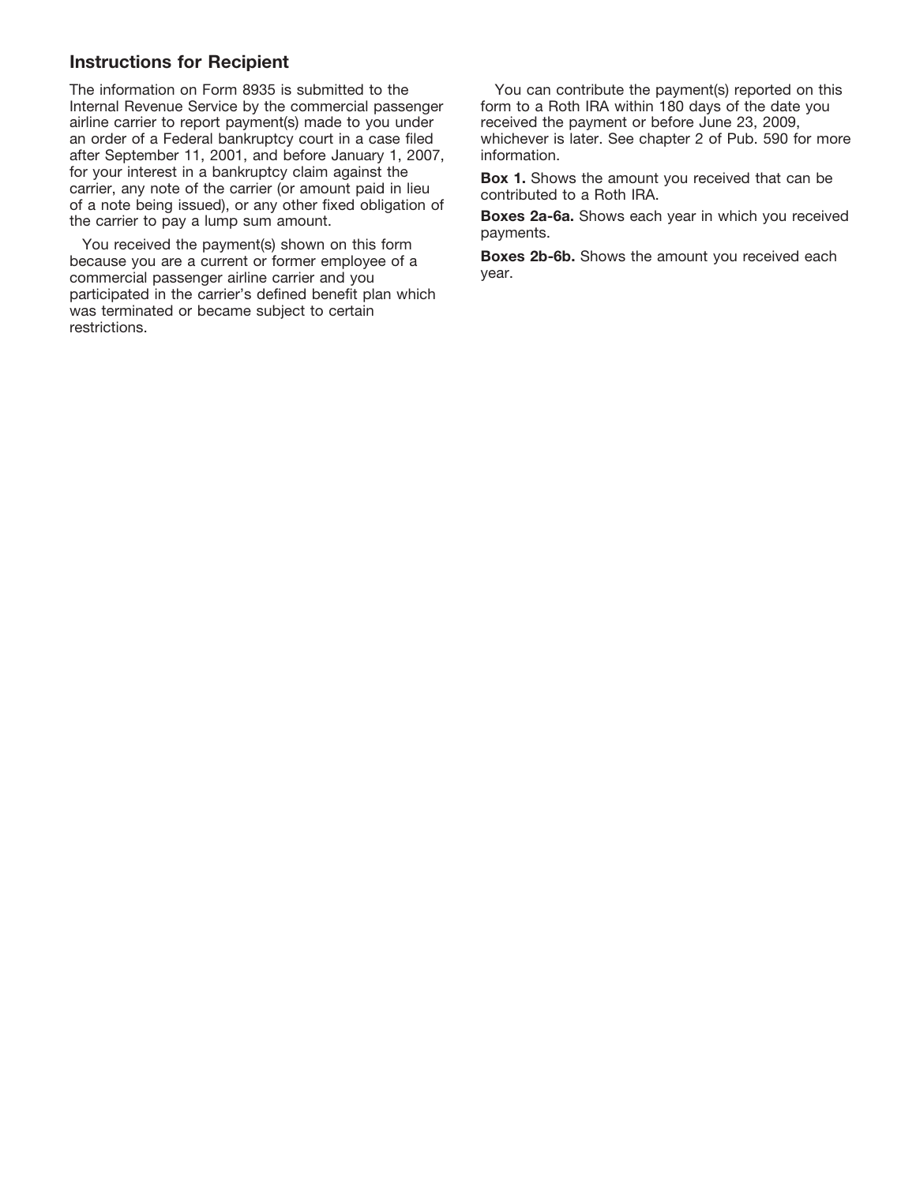## Instructions for Recipient

The information on Form 8935 is submitted to the Internal Revenue Service by the commercial passenger airline carrier to report payment(s) made to you under an order of a Federal bankruptcy court in a case filed after September 11, 2001, and before January 1, 2007, for your interest in a bankruptcy claim against the carrier, any note of the carrier (or amount paid in lieu of a note being issued), or any other fixed obligation of the carrier to pay a lump sum amount.

You received the payment(s) shown on this form because you are a current or former employee of a commercial passenger airline carrier and you participated in the carrier's defined benefit plan which was terminated or became subject to certain restrictions.

You can contribute the payment(s) reported on this form to a Roth IRA within 180 days of the date you received the payment or before June 23, 2009, whichever is later. See chapter 2 of Pub. 590 for more information.

**Box 1.** Shows the amount you received that can be contributed to a Roth IRA.

**Boxes 2a-6a.** Shows each year in which you received payments.

**Boxes 2b-6b.** Shows the amount you received each year.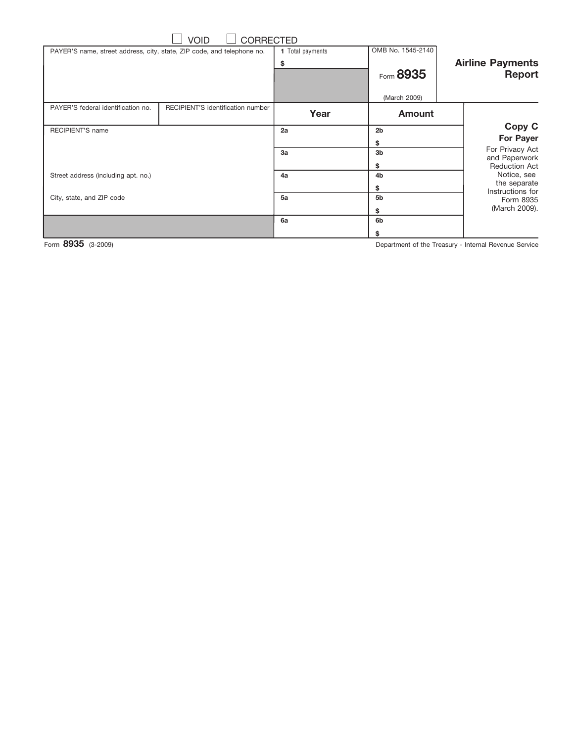☐ VOID ☐ CORRECTED

| PAYER'S name, street address, city, state, ZIP code, and telephone no. | | 1 Total payments<br>$ | OMB No. 1545-2140<br><br>Form **8935**<br><br>(March 2009) | **Airline Payments Report** |
|---|---|---|---|---|
| PAYER'S federal identification no. | RECIPIENT'S identification number | **Year** | **Amount** | |
| RECIPIENT'S name | | 2a | 2b<br>$ | **Copy C**<br>**For Payer**<br>For Privacy Act and Paperwork Reduction Act Notice, see the separate Instructions for Form 8935 (March 2009). |
| | | 3a | 3b<br>$ | |
| Street address (including apt. no.) | | 4a | 4b<br>$ | |
| City, state, and ZIP code | | 5a | 5b<br>$ | |
| | | 6a | 6b<br>$ | |

Form **8935** (3-2009) Department of the Treasury - Internal Revenue Service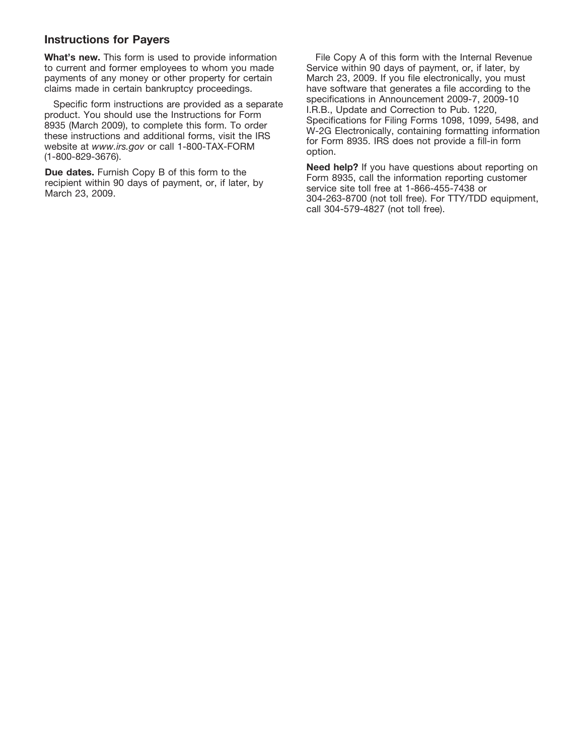## Instructions for Payers

**What's new.** This form is used to provide information to current and former employees to whom you made payments of any money or other property for certain claims made in certain bankruptcy proceedings.

Specific form instructions are provided as a separate product. You should use the Instructions for Form 8935 (March 2009), to complete this form. To order these instructions and additional forms, visit the IRS website at *www.irs.gov* or call 1-800-TAX-FORM (1-800-829-3676).

**Due dates.** Furnish Copy B of this form to the recipient within 90 days of payment, or, if later, by March 23, 2009.

File Copy A of this form with the Internal Revenue Service within 90 days of payment, or, if later, by March 23, 2009. If you file electronically, you must have software that generates a file according to the specifications in Announcement 2009-7, 2009-10 I.R.B., Update and Correction to Pub. 1220, Specifications for Filing Forms 1098, 1099, 5498, and W-2G Electronically, containing formatting information for Form 8935. IRS does not provide a fill-in form option.

**Need help?** If you have questions about reporting on Form 8935, call the information reporting customer service site toll free at 1-866-455-7438 or 304-263-8700 (not toll free). For TTY/TDD equipment, call 304-579-4827 (not toll free).